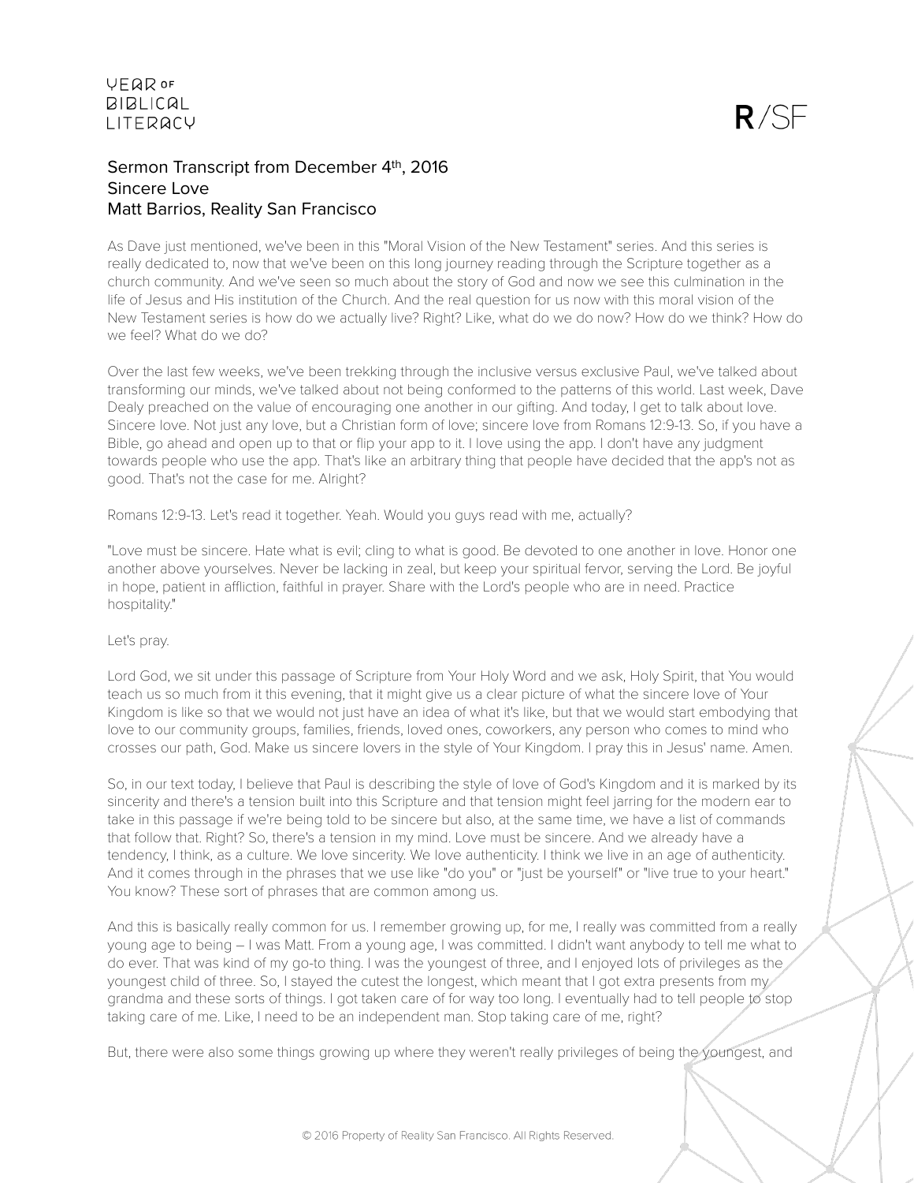# Sermon Transcript from December 4th, 2016
## Sincere Love
## Matt Barrios, Reality San Francisco

As Dave just mentioned, we've been in this "Moral Vision of the New Testament" series. And this series is really dedicated to, now that we've been on this long journey reading through the Scripture together as a church community. And we've seen so much about the story of God and now we see this culmination in the life of Jesus and His institution of the Church. And the real question for us now with this moral vision of the New Testament series is how do we actually live? Right? Like, what do we do now? How do we think? How do we feel? What do we do?

Over the last few weeks, we've been trekking through the inclusive versus exclusive Paul, we've talked about transforming our minds, we've talked about not being conformed to the patterns of this world. Last week, Dave Dealy preached on the value of encouraging one another in our gifting. And today, I get to talk about love. Sincere love. Not just any love, but a Christian form of love; sincere love from Romans 12:9-13. So, if you have a Bible, go ahead and open up to that or flip your app to it. I love using the app. I don't have any judgment towards people who use the app. That's like an arbitrary thing that people have decided that the app's not as good. That's not the case for me. Alright?

Romans 12:9-13. Let's read it together. Yeah. Would you guys read with me, actually?

"Love must be sincere. Hate what is evil; cling to what is good. Be devoted to one another in love. Honor one another above yourselves. Never be lacking in zeal, but keep your spiritual fervor, serving the Lord. Be joyful in hope, patient in affliction, faithful in prayer. Share with the Lord's people who are in need. Practice hospitality."

Let's pray.

Lord God, we sit under this passage of Scripture from Your Holy Word and we ask, Holy Spirit, that You would teach us so much from it this evening, that it might give us a clear picture of what the sincere love of Your Kingdom is like so that we would not just have an idea of what it's like, but that we would start embodying that love to our community groups, families, friends, loved ones, coworkers, any person who comes to mind who crosses our path, God. Make us sincere lovers in the style of Your Kingdom. I pray this in Jesus' name. Amen.

So, in our text today, I believe that Paul is describing the style of love of God's Kingdom and it is marked by its sincerity and there's a tension built into this Scripture and that tension might feel jarring for the modern ear to take in this passage if we're being told to be sincere but also, at the same time, we have a list of commands that follow that. Right? So, there's a tension in my mind. Love must be sincere. And we already have a tendency, I think, as a culture. We love sincerity. We love authenticity. I think we live in an age of authenticity. And it comes through in the phrases that we use like "do you" or "just be yourself" or "live true to your heart." You know? These sort of phrases that are common among us.

And this is basically really common for us. I remember growing up, for me, I really was committed from a really young age to being – I was Matt. From a young age, I was committed. I didn't want anybody to tell me what to do ever. That was kind of my go-to thing. I was the youngest of three, and I enjoyed lots of privileges as the youngest child of three. So, I stayed the cutest the longest, which meant that I got extra presents from my grandma and these sorts of things. I got taken care of for way too long. I eventually had to tell people to stop taking care of me. Like, I need to be an independent man. Stop taking care of me, right?

But, there were also some things growing up where they weren't really privileges of being the youngest, and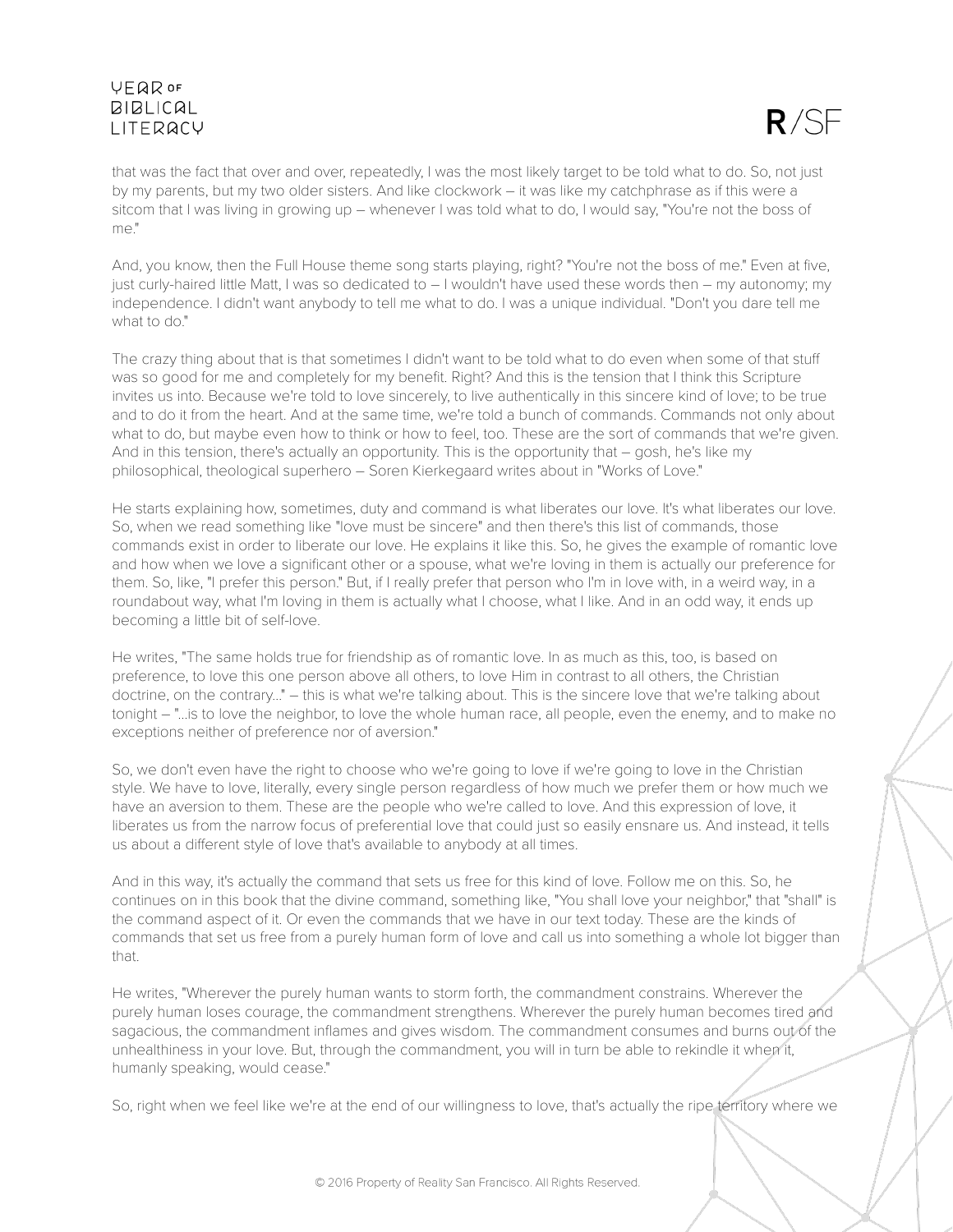that was the fact that over and over, repeatedly, I was the most likely target to be told what to do. So, not just by my parents, but my two older sisters. And like clockwork – it was like my catchphrase as if this were a sitcom that I was living in growing up – whenever I was told what to do, I would say, "You're not the boss of me."

And, you know, then the Full House theme song starts playing, right? "You're not the boss of me." Even at five, just curly-haired little Matt, I was so dedicated to – I wouldn't have used these words then – my autonomy; my independence. I didn't want anybody to tell me what to do. I was a unique individual. "Don't you dare tell me what to do."

The crazy thing about that is that sometimes I didn't want to be told what to do even when some of that stuff was so good for me and completely for my benefit. Right? And this is the tension that I think this Scripture invites us into. Because we're told to love sincerely, to live authentically in this sincere kind of love; to be true and to do it from the heart. And at the same time, we're told a bunch of commands. Commands not only about what to do, but maybe even how to think or how to feel, too. These are the sort of commands that we're given. And in this tension, there's actually an opportunity. This is the opportunity that – gosh, he's like my philosophical, theological superhero – Soren Kierkegaard writes about in "Works of Love."

He starts explaining how, sometimes, duty and command is what liberates our love. It's what liberates our love. So, when we read something like "love must be sincere" and then there's this list of commands, those commands exist in order to liberate our love. He explains it like this. So, he gives the example of romantic love and how when we love a significant other or a spouse, what we're loving in them is actually our preference for them. So, like, "I prefer this person." But, if I really prefer that person who I'm in love with, in a weird way, in a roundabout way, what I'm loving in them is actually what I choose, what I like. And in an odd way, it ends up becoming a little bit of self-love.

He writes, "The same holds true for friendship as of romantic love. In as much as this, too, is based on preference, to love this one person above all others, to love Him in contrast to all others, the Christian doctrine, on the contrary..." – this is what we're talking about. This is the sincere love that we're talking about tonight – "...is to love the neighbor, to love the whole human race, all people, even the enemy, and to make no exceptions neither of preference nor of aversion."

So, we don't even have the right to choose who we're going to love if we're going to love in the Christian style. We have to love, literally, every single person regardless of how much we prefer them or how much we have an aversion to them. These are the people who we're called to love. And this expression of love, it liberates us from the narrow focus of preferential love that could just so easily ensnare us. And instead, it tells us about a different style of love that's available to anybody at all times.

And in this way, it's actually the command that sets us free for this kind of love. Follow me on this. So, he continues on in this book that the divine command, something like, "You shall love your neighbor," that "shall" is the command aspect of it. Or even the commands that we have in our text today. These are the kinds of commands that set us free from a purely human form of love and call us into something a whole lot bigger than that.

He writes, "Wherever the purely human wants to storm forth, the commandment constrains. Wherever the purely human loses courage, the commandment strengthens. Wherever the purely human becomes tired and sagacious, the commandment inflames and gives wisdom. The commandment consumes and burns out of the unhealthiness in your love. But, through the commandment, you will in turn be able to rekindle it when it, humanly speaking, would cease."

So, right when we feel like we're at the end of our willingness to love, that's actually the ripe territory where we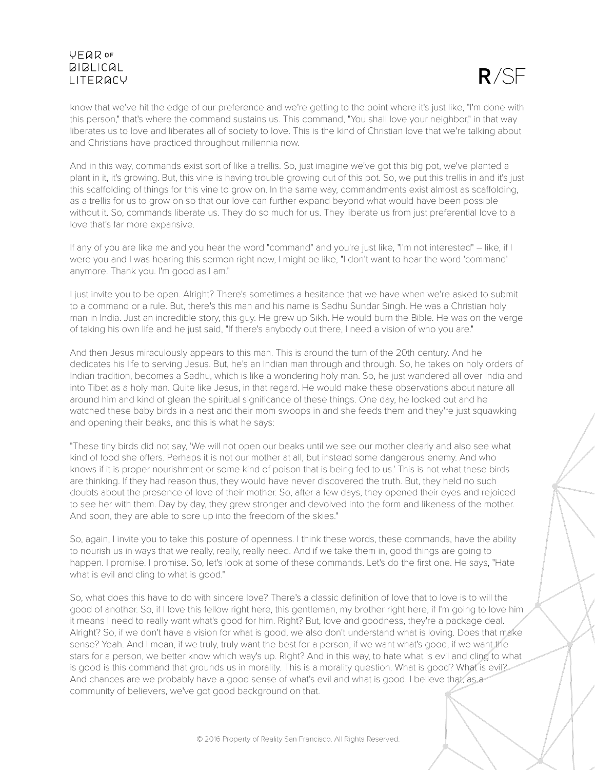know that we've hit the edge of our preference and we're getting to the point where it's just like, "I'm done with this person," that's where the command sustains us. This command, "You shall love your neighbor," in that way liberates us to love and liberates all of society to love. This is the kind of Christian love that we're talking about and Christians have practiced throughout millennia now.

And in this way, commands exist sort of like a trellis. So, just imagine we've got this big pot, we've planted a plant in it, it's growing. But, this vine is having trouble growing out of this pot. So, we put this trellis in and it's just this scaffolding of things for this vine to grow on. In the same way, commandments exist almost as scaffolding, as a trellis for us to grow on so that our love can further expand beyond what would have been possible without it. So, commands liberate us. They do so much for us. They liberate us from just preferential love to a love that's far more expansive.

If any of you are like me and you hear the word "command" and you're just like, "I'm not interested" – like, if I were you and I was hearing this sermon right now, I might be like, "I don't want to hear the word 'command' anymore. Thank you. I'm good as I am."

I just invite you to be open. Alright? There's sometimes a hesitance that we have when we're asked to submit to a command or a rule. But, there's this man and his name is Sadhu Sundar Singh. He was a Christian holy man in India. Just an incredible story, this guy. He grew up Sikh. He would burn the Bible. He was on the verge of taking his own life and he just said, "If there's anybody out there, I need a vision of who you are."

And then Jesus miraculously appears to this man. This is around the turn of the 20th century. And he dedicates his life to serving Jesus. But, he's an Indian man through and through. So, he takes on holy orders of Indian tradition, becomes a Sadhu, which is like a wondering holy man. So, he just wandered all over India and into Tibet as a holy man. Quite like Jesus, in that regard. He would make these observations about nature all around him and kind of glean the spiritual significance of these things. One day, he looked out and he watched these baby birds in a nest and their mom swoops in and she feeds them and they're just squawking and opening their beaks, and this is what he says:

"These tiny birds did not say, 'We will not open our beaks until we see our mother clearly and also see what kind of food she offers. Perhaps it is not our mother at all, but instead some dangerous enemy. And who knows if it is proper nourishment or some kind of poison that is being fed to us.' This is not what these birds are thinking. If they had reason thus, they would have never discovered the truth. But, they held no such doubts about the presence of love of their mother. So, after a few days, they opened their eyes and rejoiced to see her with them. Day by day, they grew stronger and devolved into the form and likeness of the mother. And soon, they are able to sore up into the freedom of the skies."

So, again, I invite you to take this posture of openness. I think these words, these commands, have the ability to nourish us in ways that we really, really, really need. And if we take them in, good things are going to happen. I promise. I promise. So, let's look at some of these commands. Let's do the first one. He says, "Hate what is evil and cling to what is good."

So, what does this have to do with sincere love? There's a classic definition of love that to love is to will the good of another. So, if I love this fellow right here, this gentleman, my brother right here, if I'm going to love him it means I need to really want what's good for him. Right? But, love and goodness, they're a package deal. Alright? So, if we don't have a vision for what is good, we also don't understand what is loving. Does that make sense? Yeah. And I mean, if we truly, truly want the best for a person, if we want what's good, if we want the stars for a person, we better know which way's up. Right? And in this way, to hate what is evil and cling to what is good is this command that grounds us in morality. This is a morality question. What is good? What is evil? And chances are we probably have a good sense of what's evil and what is good. I believe that, as a community of believers, we've got good background on that.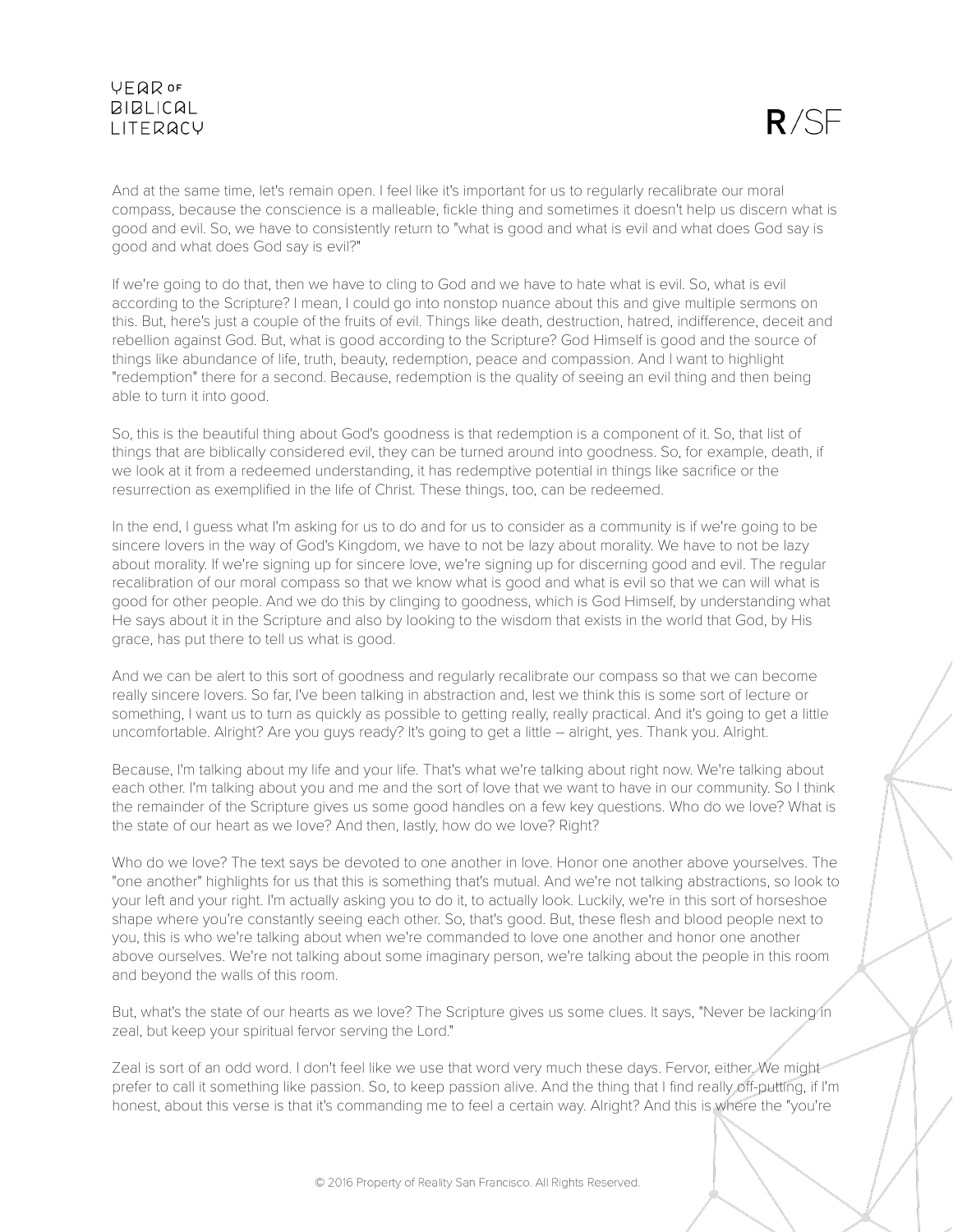And at the same time, let's remain open. I feel like it's important for us to regularly recalibrate our moral compass, because the conscience is a malleable, fickle thing and sometimes it doesn't help us discern what is good and evil. So, we have to consistently return to "what is good and what is evil and what does God say is good and what does God say is evil?"

If we're going to do that, then we have to cling to God and we have to hate what is evil. So, what is evil according to the Scripture? I mean, I could go into nonstop nuance about this and give multiple sermons on this. But, here's just a couple of the fruits of evil. Things like death, destruction, hatred, indifference, deceit and rebellion against God. But, what is good according to the Scripture? God Himself is good and the source of things like abundance of life, truth, beauty, redemption, peace and compassion. And I want to highlight "redemption" there for a second. Because, redemption is the quality of seeing an evil thing and then being able to turn it into good.

So, this is the beautiful thing about God's goodness is that redemption is a component of it. So, that list of things that are biblically considered evil, they can be turned around into goodness. So, for example, death, if we look at it from a redeemed understanding, it has redemptive potential in things like sacrifice or the resurrection as exemplified in the life of Christ. These things, too, can be redeemed.

In the end, I guess what I'm asking for us to do and for us to consider as a community is if we're going to be sincere lovers in the way of God's Kingdom, we have to not be lazy about morality. We have to not be lazy about morality. If we're signing up for sincere love, we're signing up for discerning good and evil. The regular recalibration of our moral compass so that we know what is good and what is evil so that we can will what is good for other people. And we do this by clinging to goodness, which is God Himself, by understanding what He says about it in the Scripture and also by looking to the wisdom that exists in the world that God, by His grace, has put there to tell us what is good.

And we can be alert to this sort of goodness and regularly recalibrate our compass so that we can become really sincere lovers. So far, I've been talking in abstraction and, lest we think this is some sort of lecture or something, I want us to turn as quickly as possible to getting really, really practical. And it's going to get a little uncomfortable. Alright? Are you guys ready? It's going to get a little – alright, yes. Thank you. Alright.

Because, I'm talking about my life and your life. That's what we're talking about right now. We're talking about each other. I'm talking about you and me and the sort of love that we want to have in our community. So I think the remainder of the Scripture gives us some good handles on a few key questions. Who do we love? What is the state of our heart as we love? And then, lastly, how do we love? Right?

Who do we love? The text says be devoted to one another in love. Honor one another above yourselves. The "one another" highlights for us that this is something that's mutual. And we're not talking abstractions, so look to your left and your right. I'm actually asking you to do it, to actually look. Luckily, we're in this sort of horseshoe shape where you're constantly seeing each other. So, that's good. But, these flesh and blood people next to you, this is who we're talking about when we're commanded to love one another and honor one another above ourselves. We're not talking about some imaginary person, we're talking about the people in this room and beyond the walls of this room.

But, what's the state of our hearts as we love? The Scripture gives us some clues. It says, "Never be lacking in zeal, but keep your spiritual fervor serving the Lord."

Zeal is sort of an odd word. I don't feel like we use that word very much these days. Fervor, either. We might prefer to call it something like passion. So, to keep passion alive. And the thing that I find really off-putting, if I'm honest, about this verse is that it's commanding me to feel a certain way. Alright? And this is where the "you're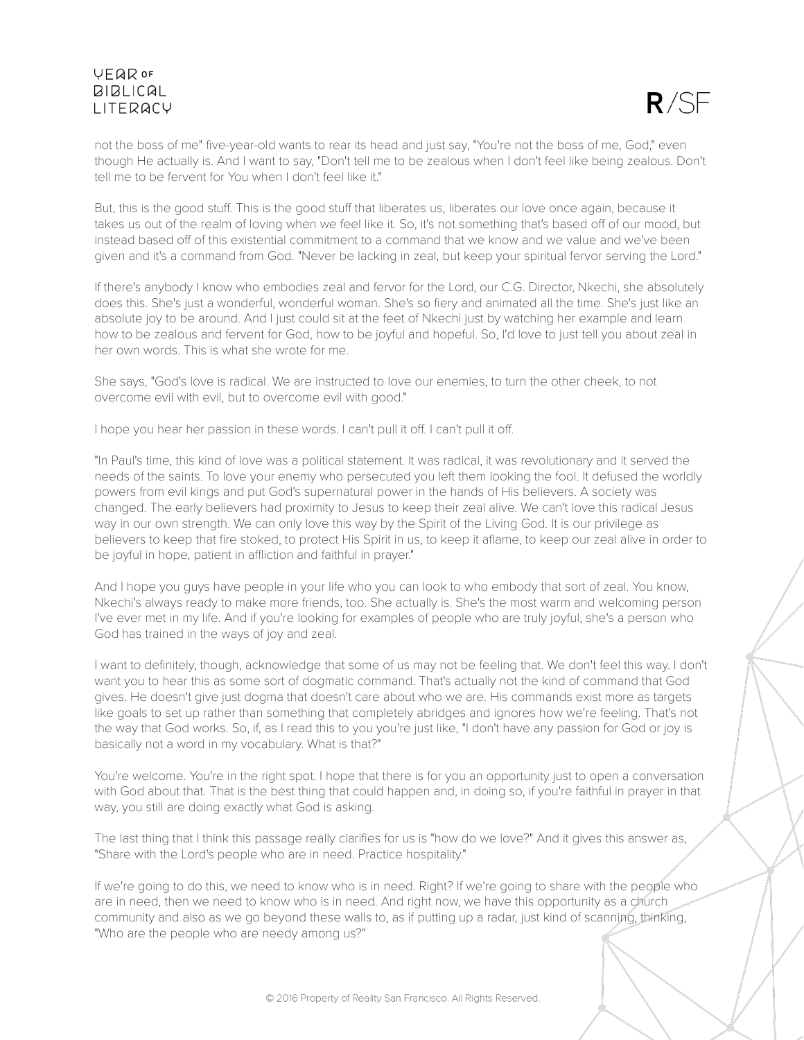not the boss of me" five-year-old wants to rear its head and just say, "You're not the boss of me, God," even though He actually is. And I want to say, "Don't tell me to be zealous when I don't feel like being zealous. Don't tell me to be fervent for You when I don't feel like it."

But, this is the good stuff. This is the good stuff that liberates us, liberates our love once again, because it takes us out of the realm of loving when we feel like it. So, it's not something that's based off of our mood, but instead based off of this existential commitment to a command that we know and we value and we've been given and it's a command from God. "Never be lacking in zeal, but keep your spiritual fervor serving the Lord."

If there's anybody I know who embodies zeal and fervor for the Lord, our C.G. Director, Nkechi, she absolutely does this. She's just a wonderful, wonderful woman. She's so fiery and animated all the time. She's just like an absolute joy to be around. And I just could sit at the feet of Nkechi just by watching her example and learn how to be zealous and fervent for God, how to be joyful and hopeful. So, I'd love to just tell you about zeal in her own words. This is what she wrote for me.

She says, "God's love is radical. We are instructed to love our enemies, to turn the other cheek, to not overcome evil with evil, but to overcome evil with good."

I hope you hear her passion in these words. I can't pull it off. I can't pull it off.

"In Paul's time, this kind of love was a political statement. It was radical, it was revolutionary and it served the needs of the saints. To love your enemy who persecuted you left them looking the fool. It defused the worldly powers from evil kings and put God's supernatural power in the hands of His believers. A society was changed. The early believers had proximity to Jesus to keep their zeal alive. We can't love this radical Jesus way in our own strength. We can only love this way by the Spirit of the Living God. It is our privilege as believers to keep that fire stoked, to protect His Spirit in us, to keep it aflame, to keep our zeal alive in order to be joyful in hope, patient in affliction and faithful in prayer."

And I hope you guys have people in your life who you can look to who embody that sort of zeal. You know, Nkechi's always ready to make more friends, too. She actually is. She's the most warm and welcoming person I've ever met in my life. And if you're looking for examples of people who are truly joyful, she's a person who God has trained in the ways of joy and zeal.

I want to definitely, though, acknowledge that some of us may not be feeling that. We don't feel this way. I don't want you to hear this as some sort of dogmatic command. That's actually not the kind of command that God gives. He doesn't give just dogma that doesn't care about who we are. His commands exist more as targets like goals to set up rather than something that completely abridges and ignores how we're feeling. That's not the way that God works. So, if, as I read this to you you're just like, "I don't have any passion for God or joy is basically not a word in my vocabulary. What is that?"

You're welcome. You're in the right spot. I hope that there is for you an opportunity just to open a conversation with God about that. That is the best thing that could happen and, in doing so, if you're faithful in prayer in that way, you still are doing exactly what God is asking.

The last thing that I think this passage really clarifies for us is "how do we love?" And it gives this answer as, "Share with the Lord's people who are in need. Practice hospitality."

If we're going to do this, we need to know who is in need. Right? If we're going to share with the people who are in need, then we need to know who is in need. And right now, we have this opportunity as a church community and also as we go beyond these walls to, as if putting up a radar, just kind of scanning, thinking, "Who are the people who are needy among us?"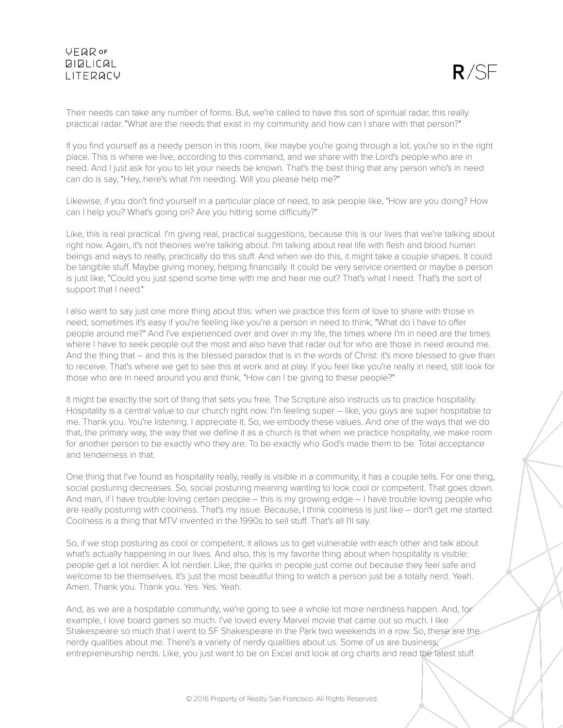Their needs can take any number of forms. But, we're called to have this sort of spiritual radar, this really practical radar. "What are the needs that exist in my community and how can I share with that person?"

If you find yourself as a needy person in this room, like maybe you're going through a lot, you're so in the right place. This is where we live, according to this command, and we share with the Lord's people who are in need. And I just ask for you to let your needs be known. That's the best thing that any person who's in need can do is say, "Hey, here's what I'm needing. Will you please help me?"

Likewise, if you don't find yourself in a particular place of need, to ask people like, "How are you doing? How can I help you? What's going on? Are you hitting some difficulty?"

Like, this is real practical. I'm giving real, practical suggestions, because this is our lives that we're talking about right now. Again, it's not theories we're talking about. I'm talking about real life with flesh and blood human beings and ways to really, practically do this stuff. And when we do this, it might take a couple shapes. It could be tangible stuff. Maybe giving money, helping financially. It could be very service oriented or maybe a person is just like, "Could you just spend some time with me and hear me out? That's what I need. That's the sort of support that I need."

I also want to say just one more thing about this: when we practice this form of love to share with those in need, sometimes it's easy if you're feeling like you're a person in need to think, "What do I have to offer people around me?" And I've experienced over and over in my life, the times where I'm in need are the times where I have to seek people out the most and also have that radar out for who are those in need around me. And the thing that – and this is the blessed paradox that is in the words of Christ: it's more blessed to give than to receive. That's where we get to see this at work and at play. If you feel like you're really in need, still look for those who are in need around you and think, "How can I be giving to these people?"

It might be exactly the sort of thing that sets you free. The Scripture also instructs us to practice hospitality. Hospitality is a central value to our church right now. I'm feeling super – like, you guys are super hospitable to me. Thank you. You're listening. I appreciate it. So, we embody these values. And one of the ways that we do that, the primary way, the way that we define it as a church is that when we practice hospitality, we make room for another person to be exactly who they are. To be exactly who God's made them to be. Total acceptance and tenderness in that.

One thing that I've found as hospitality really, really is visible in a community, it has a couple tells. For one thing, social posturing decreases. So, social posturing meaning wanting to look cool or competent. That goes down. And man, if I have trouble loving certain people – this is my growing edge – I have trouble loving people who are really posturing with coolness. That's my issue. Because, I think coolness is just like – don't get me started. Coolness is a thing that MTV invented in the 1990s to sell stuff. That's all I'll say.

So, if we stop posturing as cool or competent, it allows us to get vulnerable with each other and talk about what's actually happening in our lives. And also, this is my favorite thing about when hospitality is visible: people get a lot nerdier. A lot nerdier. Like, the quirks in people just come out because they feel safe and welcome to be themselves. It's just the most beautiful thing to watch a person just be a totally nerd. Yeah. Amen. Thank you. Thank you. Yes. Yes. Yeah.

And, as we are a hospitable community, we're going to see a whole lot more nerdiness happen. And, for example, I love board games so much. I've loved every Marvel movie that came out so much. I like Shakespeare so much that I went to SF Shakespeare in the Park two weekends in a row. So, these are the nerdy qualities about me. There's a variety of nerdy qualities about us. Some of us are business, entrepreneurship nerds. Like, you just want to be on Excel and look at org charts and read the latest stuff.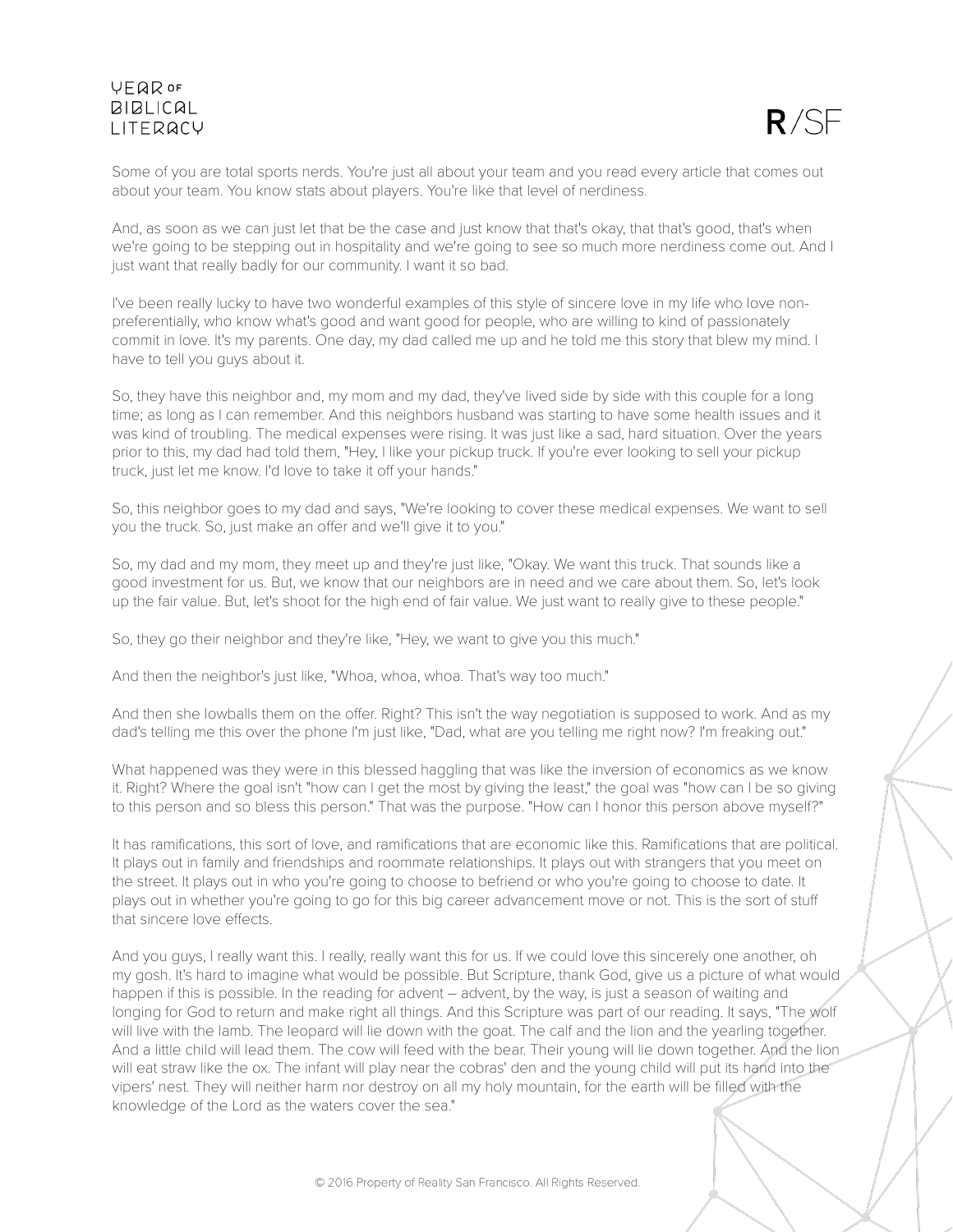Some of you are total sports nerds. You're just all about your team and you read every article that comes out about your team. You know stats about players. You're like that level of nerdiness.

And, as soon as we can just let that be the case and just know that that's okay, that that's good, that's when we're going to be stepping out in hospitality and we're going to see so much more nerdiness come out. And I just want that really badly for our community. I want it so bad.

I've been really lucky to have two wonderful examples of this style of sincere love in my life who love non-preferentially, who know what's good and want good for people, who are willing to kind of passionately commit in love. It's my parents. One day, my dad called me up and he told me this story that blew my mind. I have to tell you guys about it.

So, they have this neighbor and, my mom and my dad, they've lived side by side with this couple for a long time; as long as I can remember. And this neighbors husband was starting to have some health issues and it was kind of troubling. The medical expenses were rising. It was just like a sad, hard situation. Over the years prior to this, my dad had told them, "Hey, I like your pickup truck. If you're ever looking to sell your pickup truck, just let me know. I'd love to take it off your hands."

So, this neighbor goes to my dad and says, "We're looking to cover these medical expenses. We want to sell you the truck. So, just make an offer and we'll give it to you."

So, my dad and my mom, they meet up and they're just like, "Okay. We want this truck. That sounds like a good investment for us. But, we know that our neighbors are in need and we care about them. So, let's look up the fair value. But, let's shoot for the high end of fair value. We just want to really give to these people."

So, they go their neighbor and they're like, "Hey, we want to give you this much."

And then the neighbor's just like, "Whoa, whoa, whoa. That's way too much."

And then she lowballs them on the offer. Right? This isn't the way negotiation is supposed to work. And as my dad's telling me this over the phone I'm just like, "Dad, what are you telling me right now? I'm freaking out."

What happened was they were in this blessed haggling that was like the inversion of economics as we know it. Right? Where the goal isn't "how can I get the most by giving the least," the goal was "how can I be so giving to this person and so bless this person." That was the purpose. "How can I honor this person above myself?"

It has ramifications, this sort of love, and ramifications that are economic like this. Ramifications that are political. It plays out in family and friendships and roommate relationships. It plays out with strangers that you meet on the street. It plays out in who you're going to choose to befriend or who you're going to choose to date. It plays out in whether you're going to go for this big career advancement move or not. This is the sort of stuff that sincere love effects.

And you guys, I really want this. I really, really want this for us. If we could love this sincerely one another, oh my gosh. It's hard to imagine what would be possible. But Scripture, thank God, give us a picture of what would happen if this is possible. In the reading for advent – advent, by the way, is just a season of waiting and longing for God to return and make right all things. And this Scripture was part of our reading. It says, "The wolf will live with the lamb. The leopard will lie down with the goat. The calf and the lion and the yearling together. And a little child will lead them. The cow will feed with the bear. Their young will lie down together. And the lion will eat straw like the ox. The infant will play near the cobras' den and the young child will put its hand into the vipers' nest. They will neither harm nor destroy on all my holy mountain, for the earth will be filled with the knowledge of the Lord as the waters cover the sea."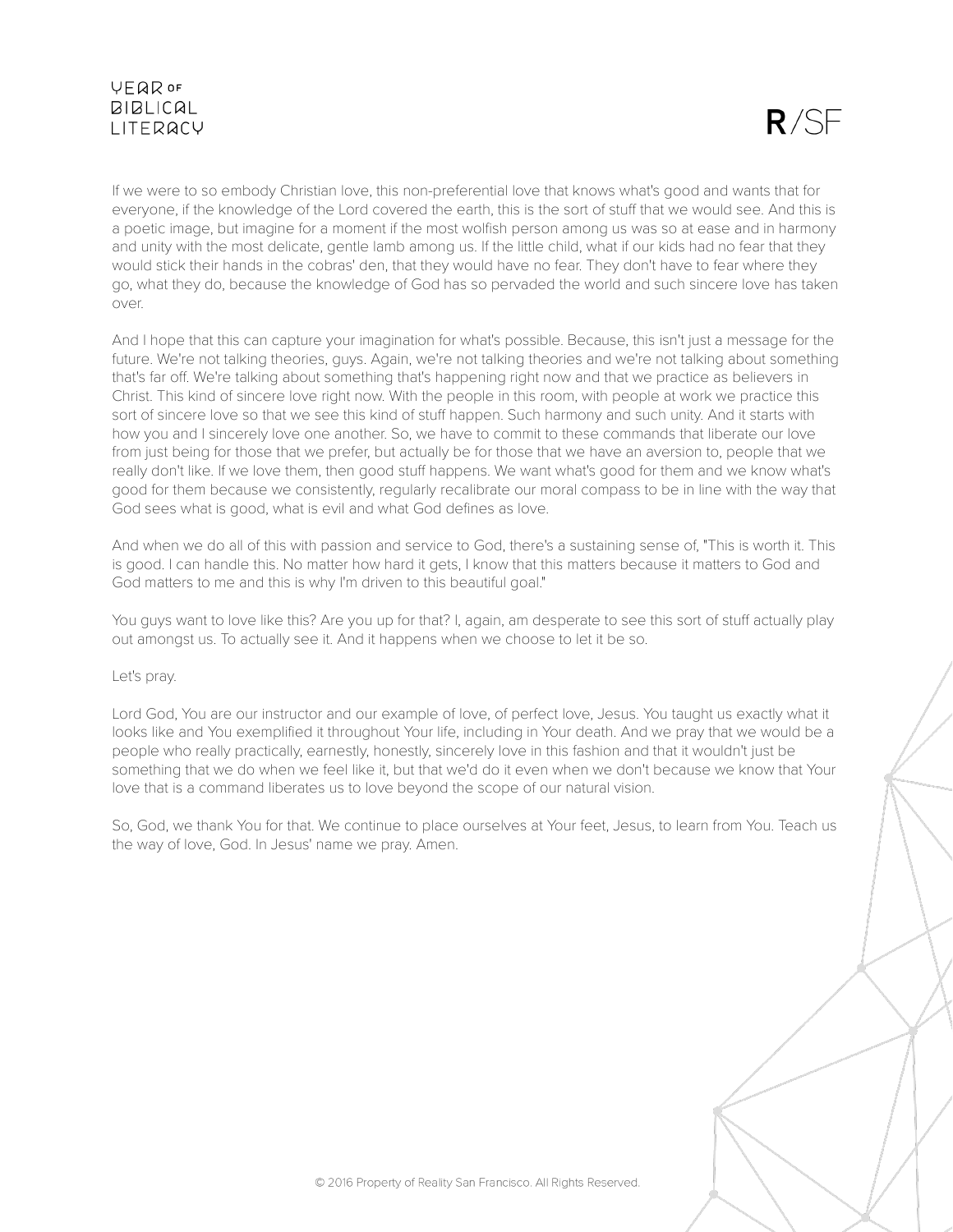If we were to so embody Christian love, this non-preferential love that knows what's good and wants that for everyone, if the knowledge of the Lord covered the earth, this is the sort of stuff that we would see. And this is a poetic image, but imagine for a moment if the most wolfish person among us was so at ease and in harmony and unity with the most delicate, gentle lamb among us. If the little child, what if our kids had no fear that they would stick their hands in the cobras' den, that they would have no fear. They don't have to fear where they go, what they do, because the knowledge of God has so pervaded the world and such sincere love has taken over.

And I hope that this can capture your imagination for what's possible. Because, this isn't just a message for the future. We're not talking theories, guys. Again, we're not talking theories and we're not talking about something that's far off. We're talking about something that's happening right now and that we practice as believers in Christ. This kind of sincere love right now. With the people in this room, with people at work we practice this sort of sincere love so that we see this kind of stuff happen. Such harmony and such unity. And it starts with how you and I sincerely love one another. So, we have to commit to these commands that liberate our love from just being for those that we prefer, but actually be for those that we have an aversion to, people that we really don't like. If we love them, then good stuff happens. We want what's good for them and we know what's good for them because we consistently, regularly recalibrate our moral compass to be in line with the way that God sees what is good, what is evil and what God defines as love.

And when we do all of this with passion and service to God, there's a sustaining sense of, "This is worth it. This is good. I can handle this. No matter how hard it gets, I know that this matters because it matters to God and God matters to me and this is why I'm driven to this beautiful goal."

You guys want to love like this? Are you up for that? I, again, am desperate to see this sort of stuff actually play out amongst us. To actually see it. And it happens when we choose to let it be so.

Let's pray.

Lord God, You are our instructor and our example of love, of perfect love, Jesus. You taught us exactly what it looks like and You exemplified it throughout Your life, including in Your death. And we pray that we would be a people who really practically, earnestly, honestly, sincerely love in this fashion and that it wouldn't just be something that we do when we feel like it, but that we'd do it even when we don't because we know that Your love that is a command liberates us to love beyond the scope of our natural vision.

So, God, we thank You for that. We continue to place ourselves at Your feet, Jesus, to learn from You. Teach us the way of love, God. In Jesus' name we pray. Amen.